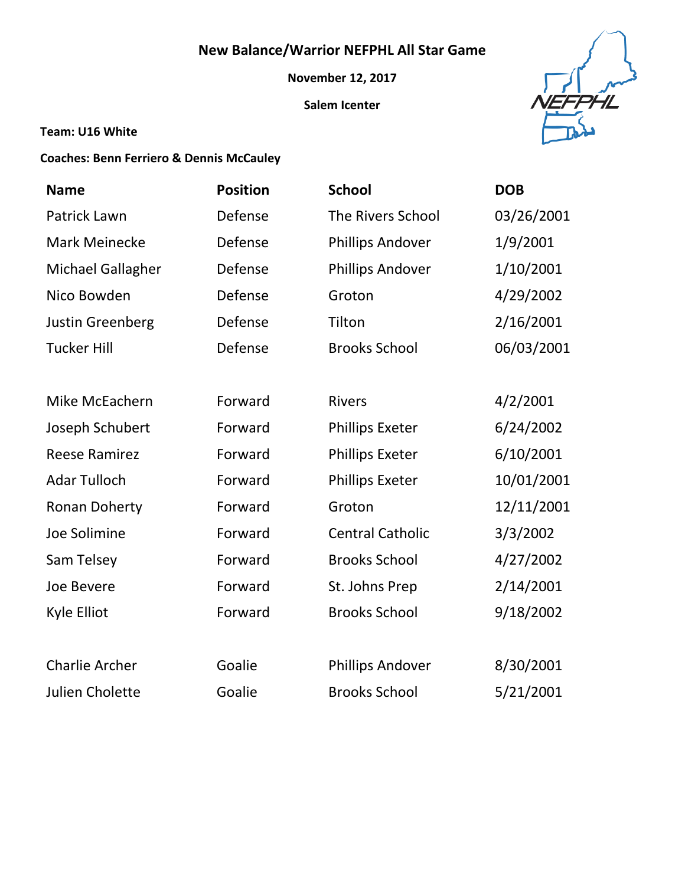# New Balance/Warrior NEFPHL All Star Game

**November 12, 2017**

**Salem Icenter**

**Team: U16 White**

**Coaches: Benn Ferriero & Dennis McCauley**

| Name | Position | School | DOB |
|---|---|---|---|
| Patrick Lawn | Defense | The Rivers School | 03/26/2001 |
| Mark Meinecke | Defense | Phillips Andover | 1/9/2001 |
| Michael Gallagher | Defense | Phillips Andover | 1/10/2001 |
| Nico Bowden | Defense | Groton | 4/29/2002 |
| Justin Greenberg | Defense | Tilton | 2/16/2001 |
| Tucker Hill | Defense | Brooks School | 06/03/2001 |
| | | | |
| Mike McEachern | Forward | Rivers | 4/2/2001 |
| Joseph Schubert | Forward | Phillips Exeter | 6/24/2002 |
| Reese Ramirez | Forward | Phillips Exeter | 6/10/2001 |
| Adar Tulloch | Forward | Phillips Exeter | 10/01/2001 |
| Ronan Doherty | Forward | Groton | 12/11/2001 |
| Joe Solimine | Forward | Central Catholic | 3/3/2002 |
| Sam Telsey | Forward | Brooks School | 4/27/2002 |
| Joe Bevere | Forward | St. Johns Prep | 2/14/2001 |
| Kyle Elliot | Forward | Brooks School | 9/18/2002 |
| | | | |
| Charlie Archer | Goalie | Phillips Andover | 8/30/2001 |
| Julien Cholette | Goalie | Brooks School | 5/21/2001 |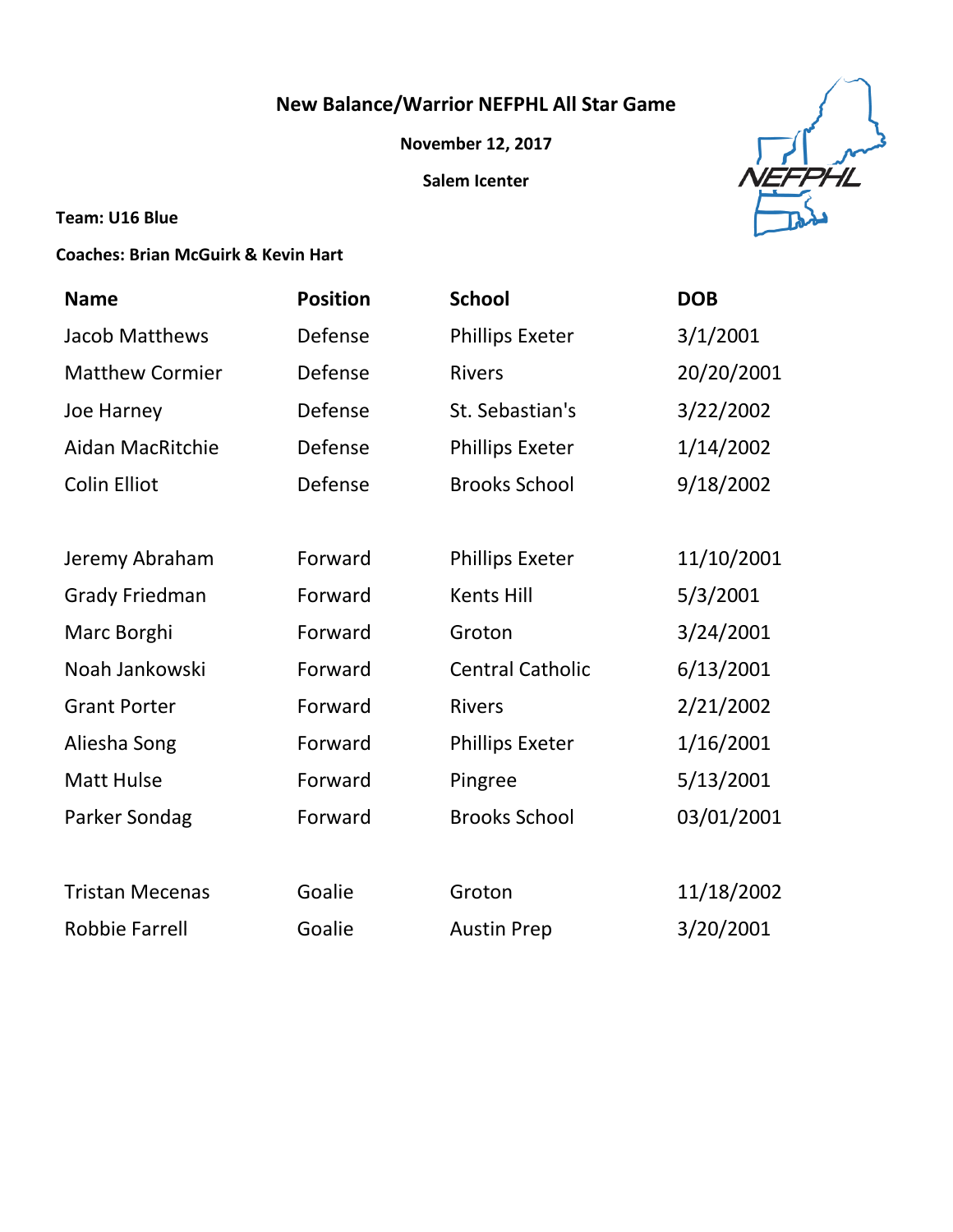**New Balance/Warrior NEFPHL All Star Game**

**November 12, 2017**

**Salem Icenter**

**Team: U16 Blue**

**Coaches: Brian McGuirk & Kevin Hart**

| Name | Position | School | DOB |
|---|---|---|---|
| Jacob Matthews | Defense | Phillips Exeter | 3/1/2001 |
| Matthew Cormier | Defense | Rivers | 20/20/2001 |
| Joe Harney | Defense | St. Sebastian's | 3/22/2002 |
| Aidan MacRitchie | Defense | Phillips Exeter | 1/14/2002 |
| Colin Elliot | Defense | Brooks School | 9/18/2002 |
| | | | |
| Jeremy Abraham | Forward | Phillips Exeter | 11/10/2001 |
| Grady Friedman | Forward | Kents Hill | 5/3/2001 |
| Marc Borghi | Forward | Groton | 3/24/2001 |
| Noah Jankowski | Forward | Central Catholic | 6/13/2001 |
| Grant Porter | Forward | Rivers | 2/21/2002 |
| Aliesha Song | Forward | Phillips Exeter | 1/16/2001 |
| Matt Hulse | Forward | Pingree | 5/13/2001 |
| Parker Sondag | Forward | Brooks School | 03/01/2001 |
| | | | |
| Tristan Mecenas | Goalie | Groton | 11/18/2002 |
| Robbie Farrell | Goalie | Austin Prep | 3/20/2001 |